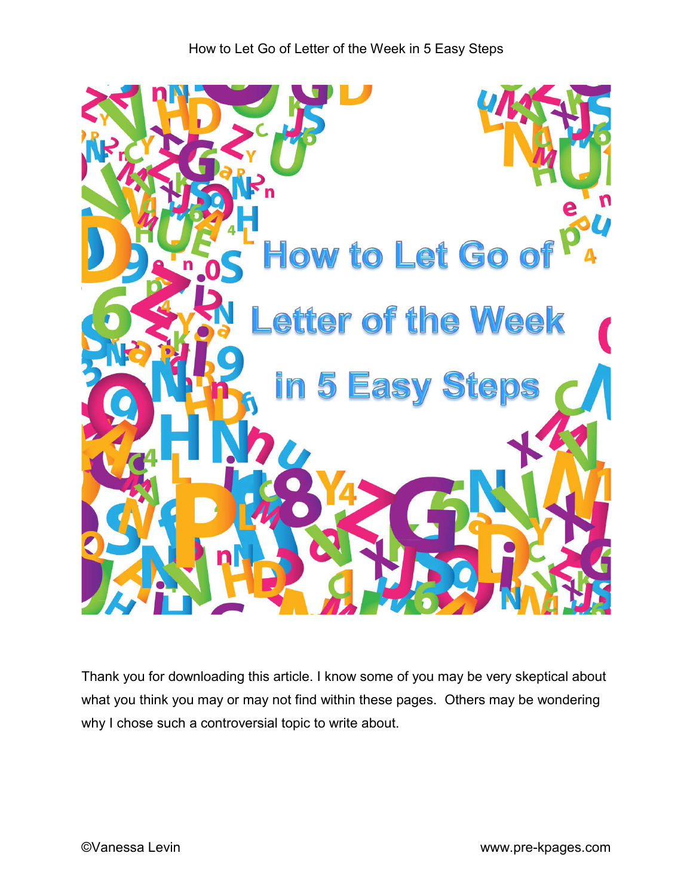# How to Let Go of Letter of the Week in 5 Easy Steps

Thank you for downloading this article. I know some of you may be very skeptical about what you think you may or may not find within these pages. Others may be wondering why I chose such a controversial topic to write about.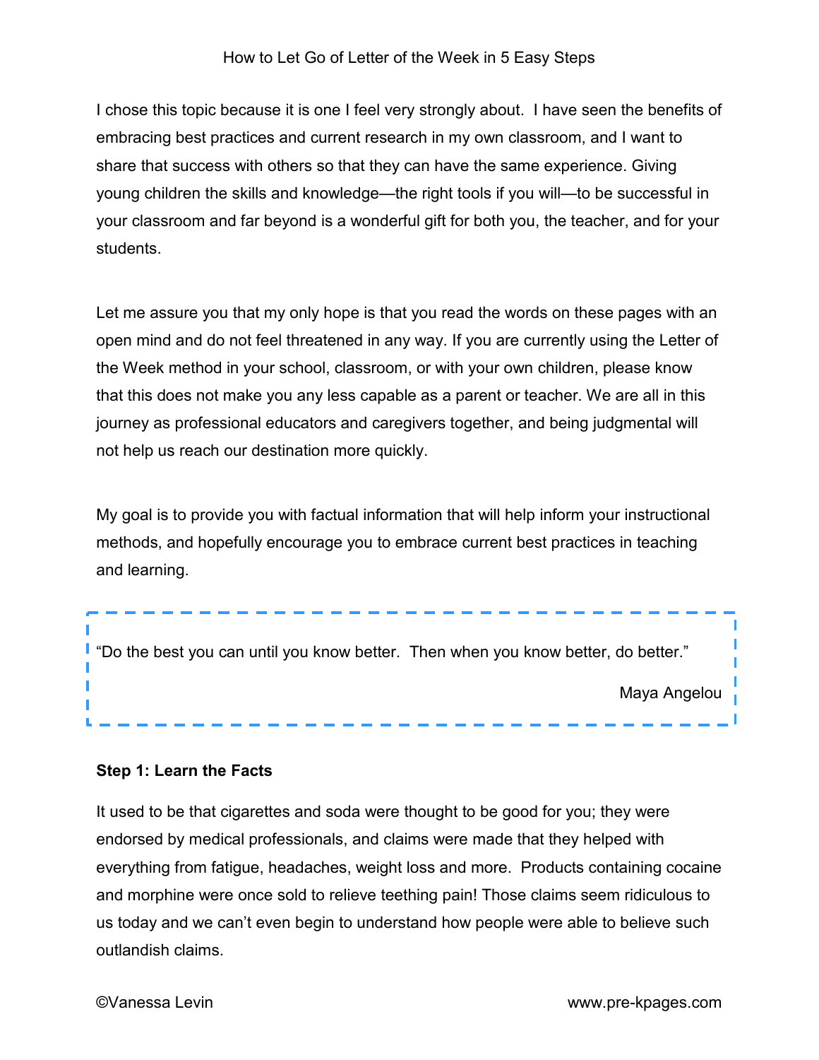I chose this topic because it is one I feel very strongly about. I have seen the benefits of embracing best practices and current research in my own classroom, and I want to share that success with others so that they can have the same experience. Giving young children the skills and knowledge—the right tools if you will—to be successful in your classroom and far beyond is a wonderful gift for both you, the teacher, and for your students.

Let me assure you that my only hope is that you read the words on these pages with an open mind and do not feel threatened in any way. If you are currently using the Letter of the Week method in your school, classroom, or with your own children, please know that this does not make you any less capable as a parent or teacher. We are all in this journey as professional educators and caregivers together, and being judgmental will not help us reach our destination more quickly.

My goal is to provide you with factual information that will help inform your instructional methods, and hopefully encourage you to embrace current best practices in teaching and learning.

> "Do the best you can until you know better. Then when you know better, do better."
>
> Maya Angelou

**Step 1: Learn the Facts**

It used to be that cigarettes and soda were thought to be good for you; they were endorsed by medical professionals, and claims were made that they helped with everything from fatigue, headaches, weight loss and more. Products containing cocaine and morphine were once sold to relieve teething pain! Those claims seem ridiculous to us today and we can't even begin to understand how people were able to believe such outlandish claims.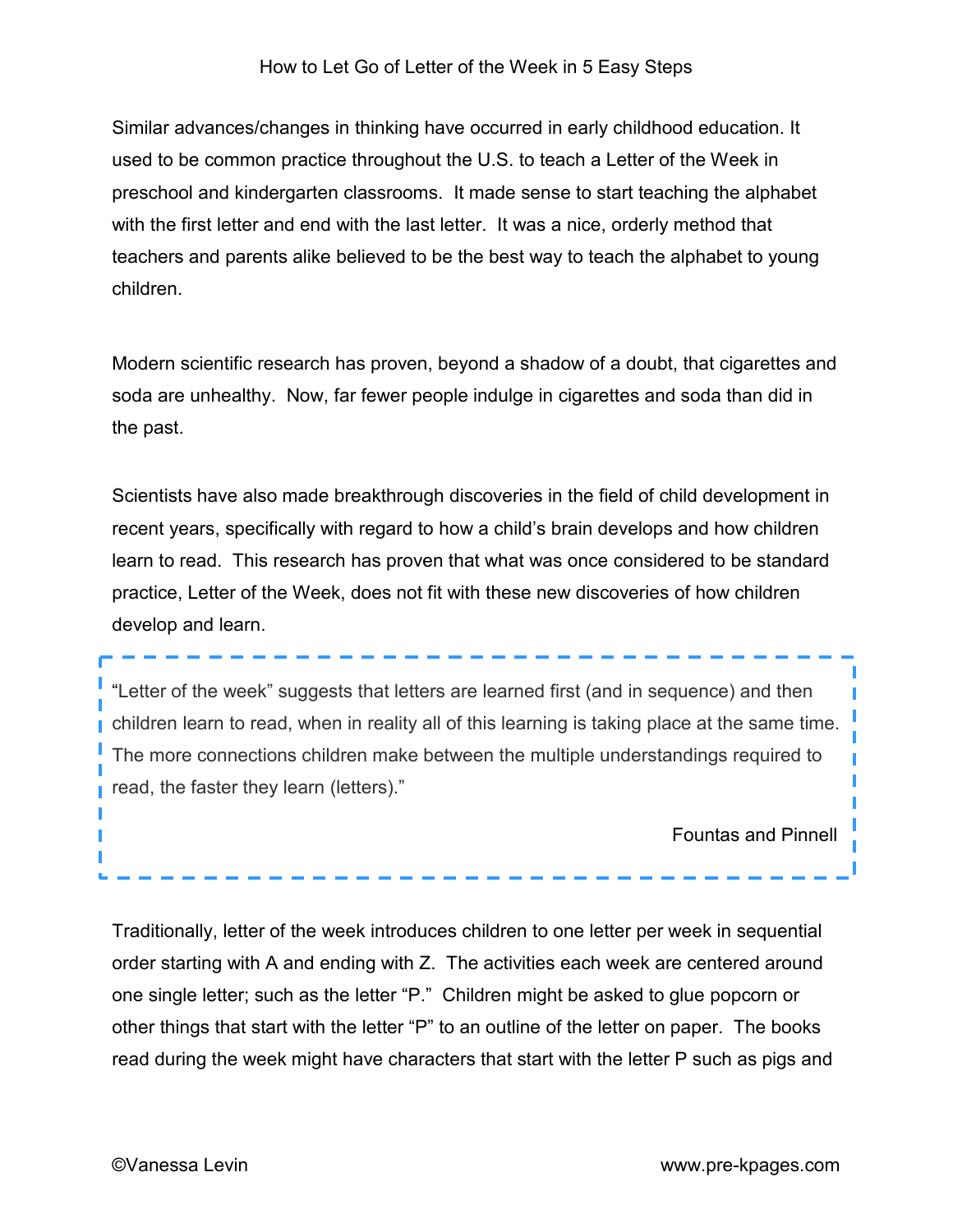Similar advances/changes in thinking have occurred in early childhood education. It used to be common practice throughout the U.S. to teach a Letter of the Week in preschool and kindergarten classrooms. It made sense to start teaching the alphabet with the first letter and end with the last letter. It was a nice, orderly method that teachers and parents alike believed to be the best way to teach the alphabet to young children.

Modern scientific research has proven, beyond a shadow of a doubt, that cigarettes and soda are unhealthy. Now, far fewer people indulge in cigarettes and soda than did in the past.

Scientists have also made breakthrough discoveries in the field of child development in recent years, specifically with regard to how a child's brain develops and how children learn to read. This research has proven that what was once considered to be standard practice, Letter of the Week, does not fit with these new discoveries of how children develop and learn.

> "Letter of the week" suggests that letters are learned first (and in sequence) and then children learn to read, when in reality all of this learning is taking place at the same time. The more connections children make between the multiple understandings required to read, the faster they learn (letters)."
>
> Fountas and Pinnell

Traditionally, letter of the week introduces children to one letter per week in sequential order starting with A and ending with Z. The activities each week are centered around one single letter; such as the letter "P." Children might be asked to glue popcorn or other things that start with the letter "P" to an outline of the letter on paper. The books read during the week might have characters that start with the letter P such as pigs and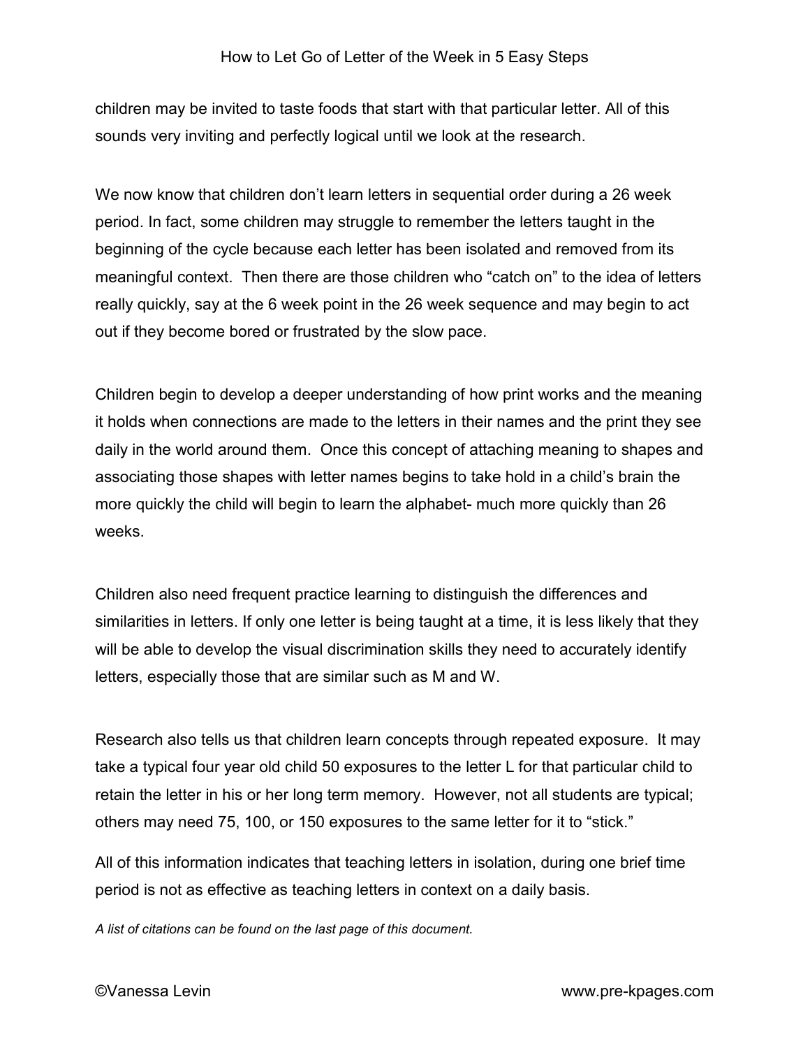children may be invited to taste foods that start with that particular letter. All of this sounds very inviting and perfectly logical until we look at the research.

We now know that children don't learn letters in sequential order during a 26 week period. In fact, some children may struggle to remember the letters taught in the beginning of the cycle because each letter has been isolated and removed from its meaningful context. Then there are those children who "catch on" to the idea of letters really quickly, say at the 6 week point in the 26 week sequence and may begin to act out if they become bored or frustrated by the slow pace.

Children begin to develop a deeper understanding of how print works and the meaning it holds when connections are made to the letters in their names and the print they see daily in the world around them. Once this concept of attaching meaning to shapes and associating those shapes with letter names begins to take hold in a child's brain the more quickly the child will begin to learn the alphabet- much more quickly than 26 weeks.

Children also need frequent practice learning to distinguish the differences and similarities in letters. If only one letter is being taught at a time, it is less likely that they will be able to develop the visual discrimination skills they need to accurately identify letters, especially those that are similar such as M and W.

Research also tells us that children learn concepts through repeated exposure. It may take a typical four year old child 50 exposures to the letter L for that particular child to retain the letter in his or her long term memory. However, not all students are typical; others may need 75, 100, or 150 exposures to the same letter for it to "stick."

All of this information indicates that teaching letters in isolation, during one brief time period is not as effective as teaching letters in context on a daily basis.

*A list of citations can be found on the last page of this document.*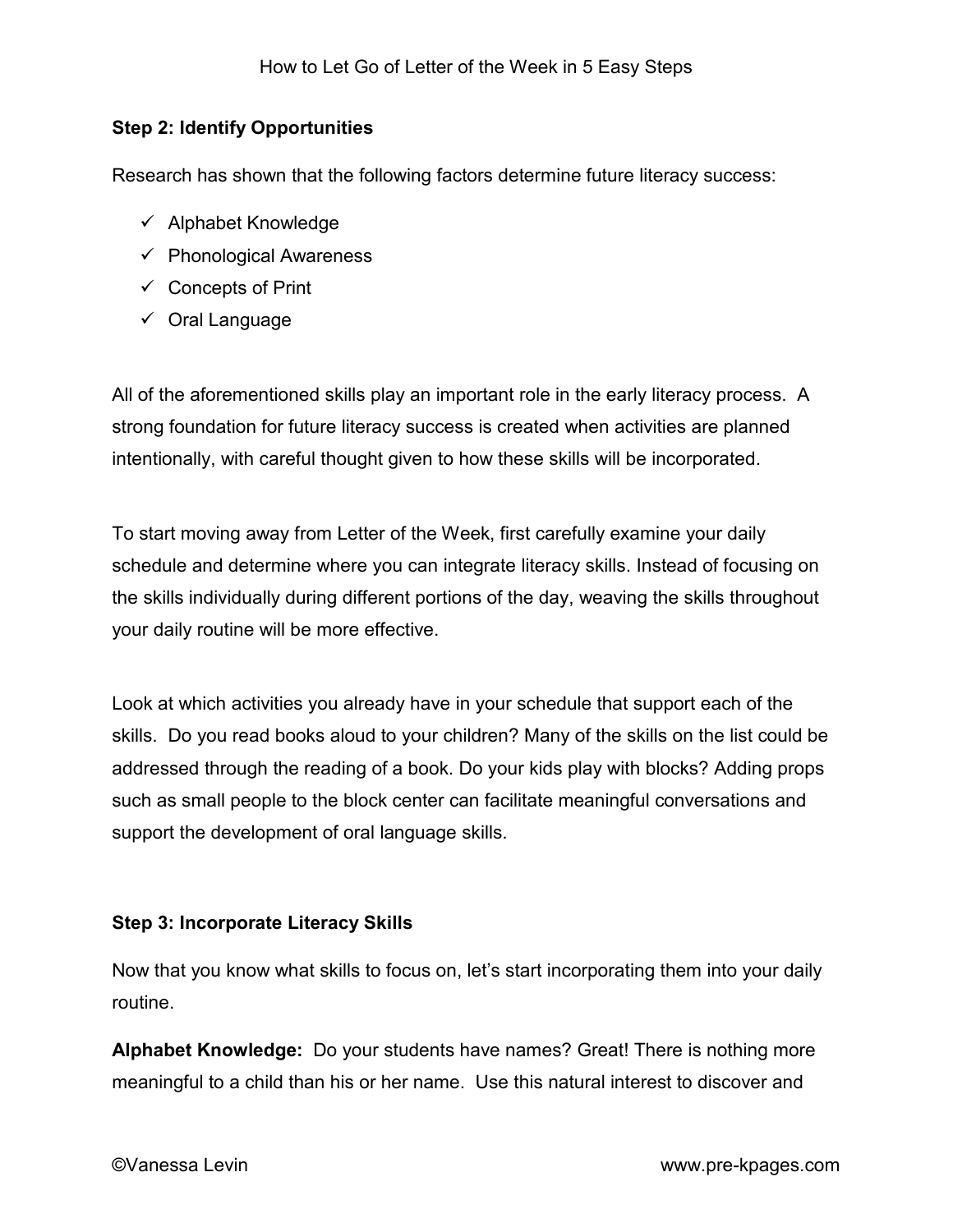### Step 2: Identify Opportunities

Research has shown that the following factors determine future literacy success:

- ✓ Alphabet Knowledge
- ✓ Phonological Awareness
- ✓ Concepts of Print
- ✓ Oral Language

All of the aforementioned skills play an important role in the early literacy process. A strong foundation for future literacy success is created when activities are planned intentionally, with careful thought given to how these skills will be incorporated.

To start moving away from Letter of the Week, first carefully examine your daily schedule and determine where you can integrate literacy skills. Instead of focusing on the skills individually during different portions of the day, weaving the skills throughout your daily routine will be more effective.

Look at which activities you already have in your schedule that support each of the skills. Do you read books aloud to your children? Many of the skills on the list could be addressed through the reading of a book. Do your kids play with blocks? Adding props such as small people to the block center can facilitate meaningful conversations and support the development of oral language skills.

### Step 3: Incorporate Literacy Skills

Now that you know what skills to focus on, let's start incorporating them into your daily routine.

**Alphabet Knowledge:** Do your students have names? Great! There is nothing more meaningful to a child than his or her name. Use this natural interest to discover and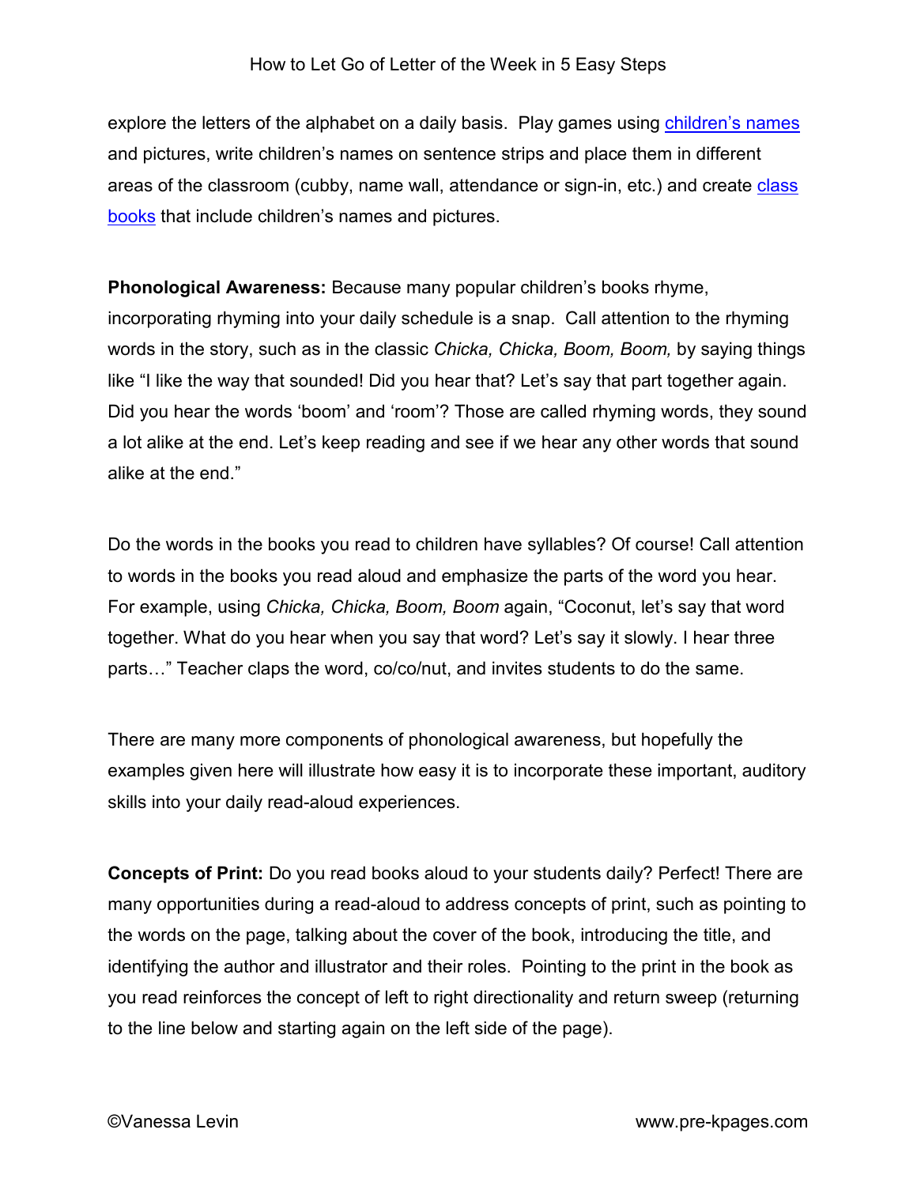explore the letters of the alphabet on a daily basis. Play games using children's names and pictures, write children's names on sentence strips and place them in different areas of the classroom (cubby, name wall, attendance or sign-in, etc.) and create class books that include children's names and pictures.

**Phonological Awareness:** Because many popular children's books rhyme, incorporating rhyming into your daily schedule is a snap. Call attention to the rhyming words in the story, such as in the classic *Chicka, Chicka, Boom, Boom,* by saying things like "I like the way that sounded! Did you hear that? Let's say that part together again. Did you hear the words 'boom' and 'room'? Those are called rhyming words, they sound a lot alike at the end. Let's keep reading and see if we hear any other words that sound alike at the end."

Do the words in the books you read to children have syllables? Of course! Call attention to words in the books you read aloud and emphasize the parts of the word you hear. For example, using *Chicka, Chicka, Boom, Boom* again, "Coconut, let's say that word together. What do you hear when you say that word? Let's say it slowly. I hear three parts…" Teacher claps the word, co/co/nut, and invites students to do the same.

There are many more components of phonological awareness, but hopefully the examples given here will illustrate how easy it is to incorporate these important, auditory skills into your daily read-aloud experiences.

**Concepts of Print:** Do you read books aloud to your students daily? Perfect! There are many opportunities during a read-aloud to address concepts of print, such as pointing to the words on the page, talking about the cover of the book, introducing the title, and identifying the author and illustrator and their roles. Pointing to the print in the book as you read reinforces the concept of left to right directionality and return sweep (returning to the line below and starting again on the left side of the page).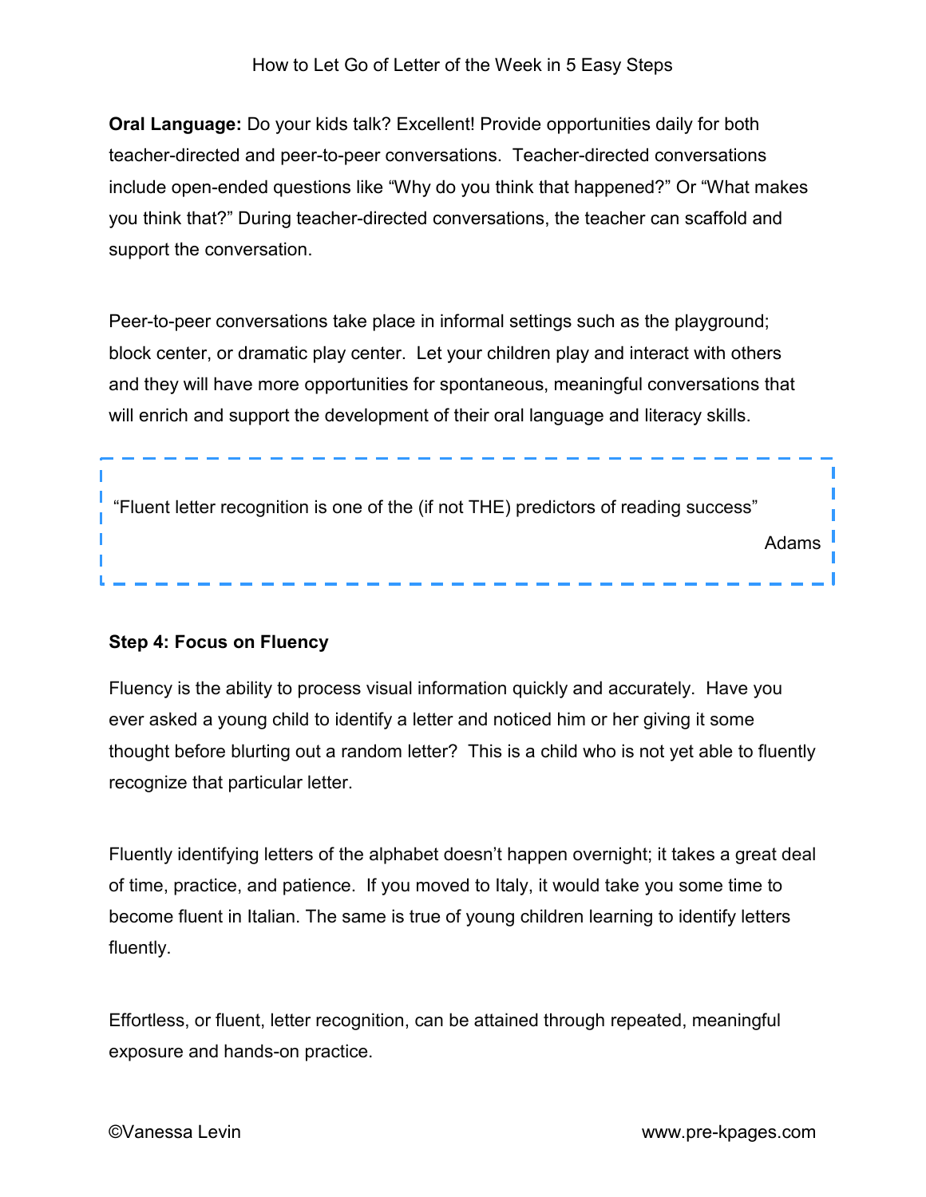**Oral Language:** Do your kids talk? Excellent! Provide opportunities daily for both teacher-directed and peer-to-peer conversations. Teacher-directed conversations include open-ended questions like "Why do you think that happened?" Or "What makes you think that?" During teacher-directed conversations, the teacher can scaffold and support the conversation.

Peer-to-peer conversations take place in informal settings such as the playground; block center, or dramatic play center. Let your children play and interact with others and they will have more opportunities for spontaneous, meaningful conversations that will enrich and support the development of their oral language and literacy skills.

> "Fluent letter recognition is one of the (if not THE) predictors of reading success"
>
> Adams

**Step 4: Focus on Fluency**

Fluency is the ability to process visual information quickly and accurately. Have you ever asked a young child to identify a letter and noticed him or her giving it some thought before blurting out a random letter? This is a child who is not yet able to fluently recognize that particular letter.

Fluently identifying letters of the alphabet doesn't happen overnight; it takes a great deal of time, practice, and patience. If you moved to Italy, it would take you some time to become fluent in Italian. The same is true of young children learning to identify letters fluently.

Effortless, or fluent, letter recognition, can be attained through repeated, meaningful exposure and hands-on practice.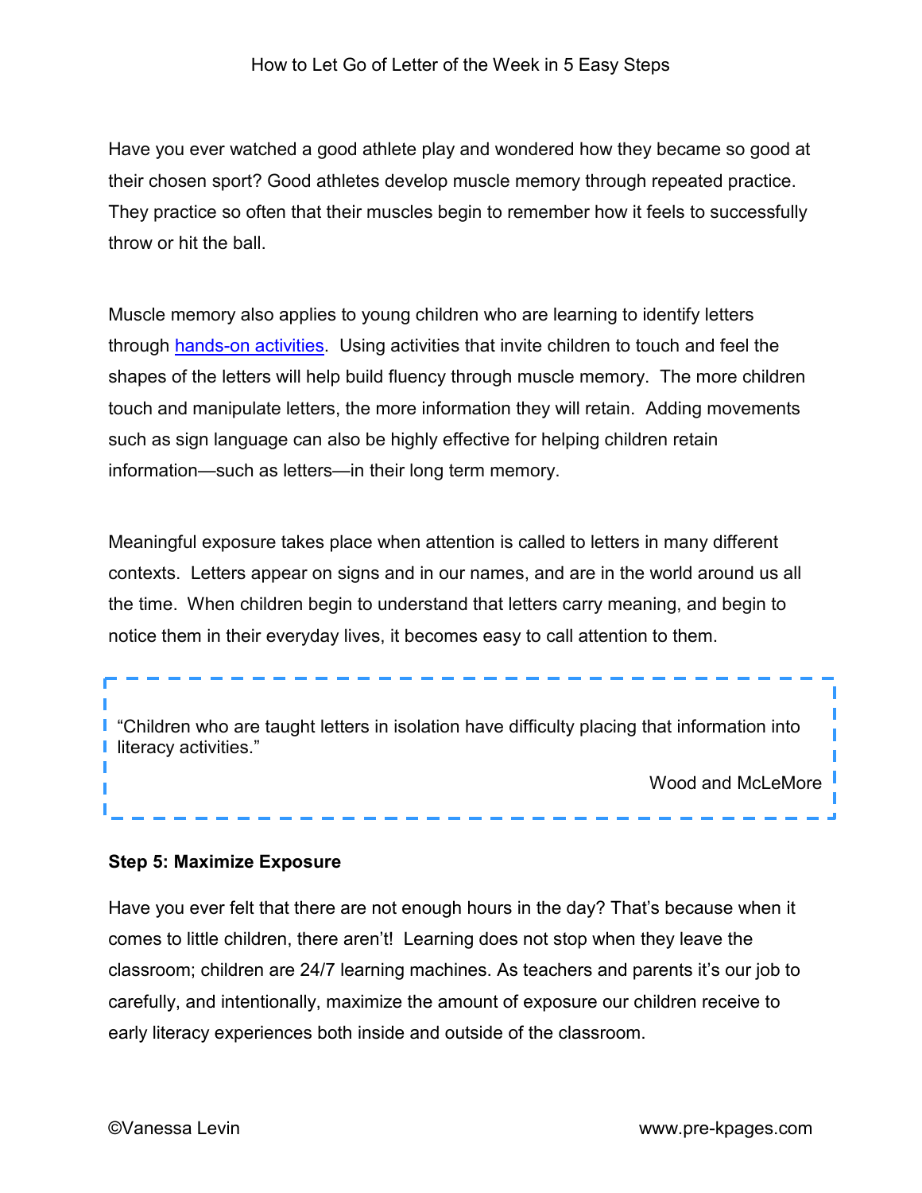Have you ever watched a good athlete play and wondered how they became so good at their chosen sport? Good athletes develop muscle memory through repeated practice. They practice so often that their muscles begin to remember how it feels to successfully throw or hit the ball.

Muscle memory also applies to young children who are learning to identify letters through hands-on activities. Using activities that invite children to touch and feel the shapes of the letters will help build fluency through muscle memory. The more children touch and manipulate letters, the more information they will retain. Adding movements such as sign language can also be highly effective for helping children retain information—such as letters—in their long term memory.

Meaningful exposure takes place when attention is called to letters in many different contexts. Letters appear on signs and in our names, and are in the world around us all the time. When children begin to understand that letters carry meaning, and begin to notice them in their everyday lives, it becomes easy to call attention to them.

> "Children who are taught letters in isolation have difficulty placing that information into literacy activities."
>
> Wood and McLeMore

**Step 5: Maximize Exposure**

Have you ever felt that there are not enough hours in the day? That's because when it comes to little children, there aren't! Learning does not stop when they leave the classroom; children are 24/7 learning machines. As teachers and parents it's our job to carefully, and intentionally, maximize the amount of exposure our children receive to early literacy experiences both inside and outside of the classroom.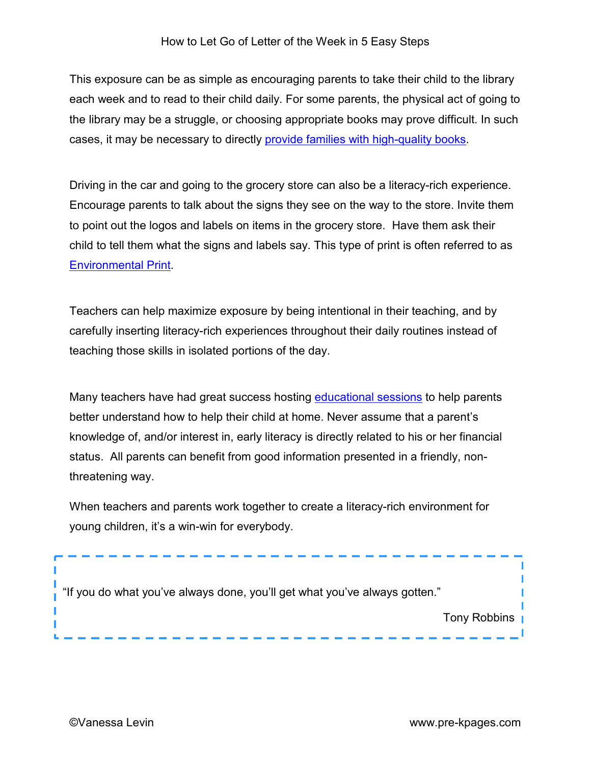This exposure can be as simple as encouraging parents to take their child to the library each week and to read to their child daily. For some parents, the physical act of going to the library may be a struggle, or choosing appropriate books may prove difficult. In such cases, it may be necessary to directly provide families with high-quality books.

Driving in the car and going to the grocery store can also be a literacy-rich experience. Encourage parents to talk about the signs they see on the way to the store. Invite them to point out the logos and labels on items in the grocery store. Have them ask their child to tell them what the signs and labels say. This type of print is often referred to as Environmental Print.

Teachers can help maximize exposure by being intentional in their teaching, and by carefully inserting literacy-rich experiences throughout their daily routines instead of teaching those skills in isolated portions of the day.

Many teachers have had great success hosting educational sessions to help parents better understand how to help their child at home. Never assume that a parent's knowledge of, and/or interest in, early literacy is directly related to his or her financial status. All parents can benefit from good information presented in a friendly, non-threatening way.

When teachers and parents work together to create a literacy-rich environment for young children, it's a win-win for everybody.

> "If you do what you've always done, you'll get what you've always gotten."
>
> Tony Robbins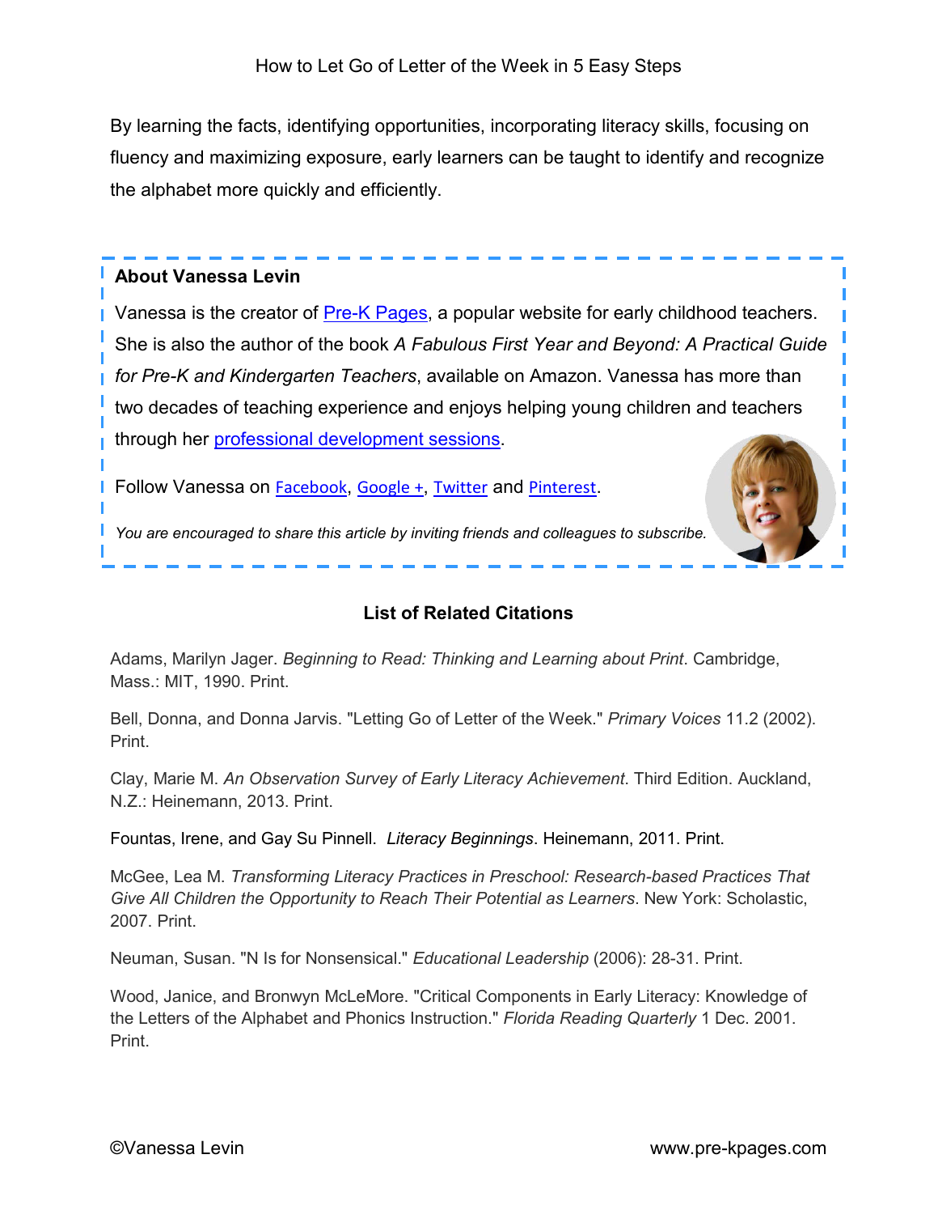By learning the facts, identifying opportunities, incorporating literacy skills, focusing on fluency and maximizing exposure, early learners can be taught to identify and recognize the alphabet more quickly and efficiently.

**About Vanessa Levin**

Vanessa is the creator of Pre-K Pages, a popular website for early childhood teachers. She is also the author of the book *A Fabulous First Year and Beyond: A Practical Guide for Pre-K and Kindergarten Teachers*, available on Amazon. Vanessa has more than two decades of teaching experience and enjoys helping young children and teachers through her professional development sessions.

Follow Vanessa on Facebook, Google +, Twitter and Pinterest.

*You are encouraged to share this article by inviting friends and colleagues to subscribe.*

## List of Related Citations

Adams, Marilyn Jager. *Beginning to Read: Thinking and Learning about Print*. Cambridge, Mass.: MIT, 1990. Print.

Bell, Donna, and Donna Jarvis. "Letting Go of Letter of the Week." *Primary Voices* 11.2 (2002). Print.

Clay, Marie M. *An Observation Survey of Early Literacy Achievement*. Third Edition. Auckland, N.Z.: Heinemann, 2013. Print.

Fountas, Irene, and Gay Su Pinnell. *Literacy Beginnings*. Heinemann, 2011. Print.

McGee, Lea M. *Transforming Literacy Practices in Preschool: Research-based Practices That Give All Children the Opportunity to Reach Their Potential as Learners*. New York: Scholastic, 2007. Print.

Neuman, Susan. "N Is for Nonsensical." *Educational Leadership* (2006): 28-31. Print.

Wood, Janice, and Bronwyn McLeMore. "Critical Components in Early Literacy: Knowledge of the Letters of the Alphabet and Phonics Instruction." *Florida Reading Quarterly* 1 Dec. 2001. Print.